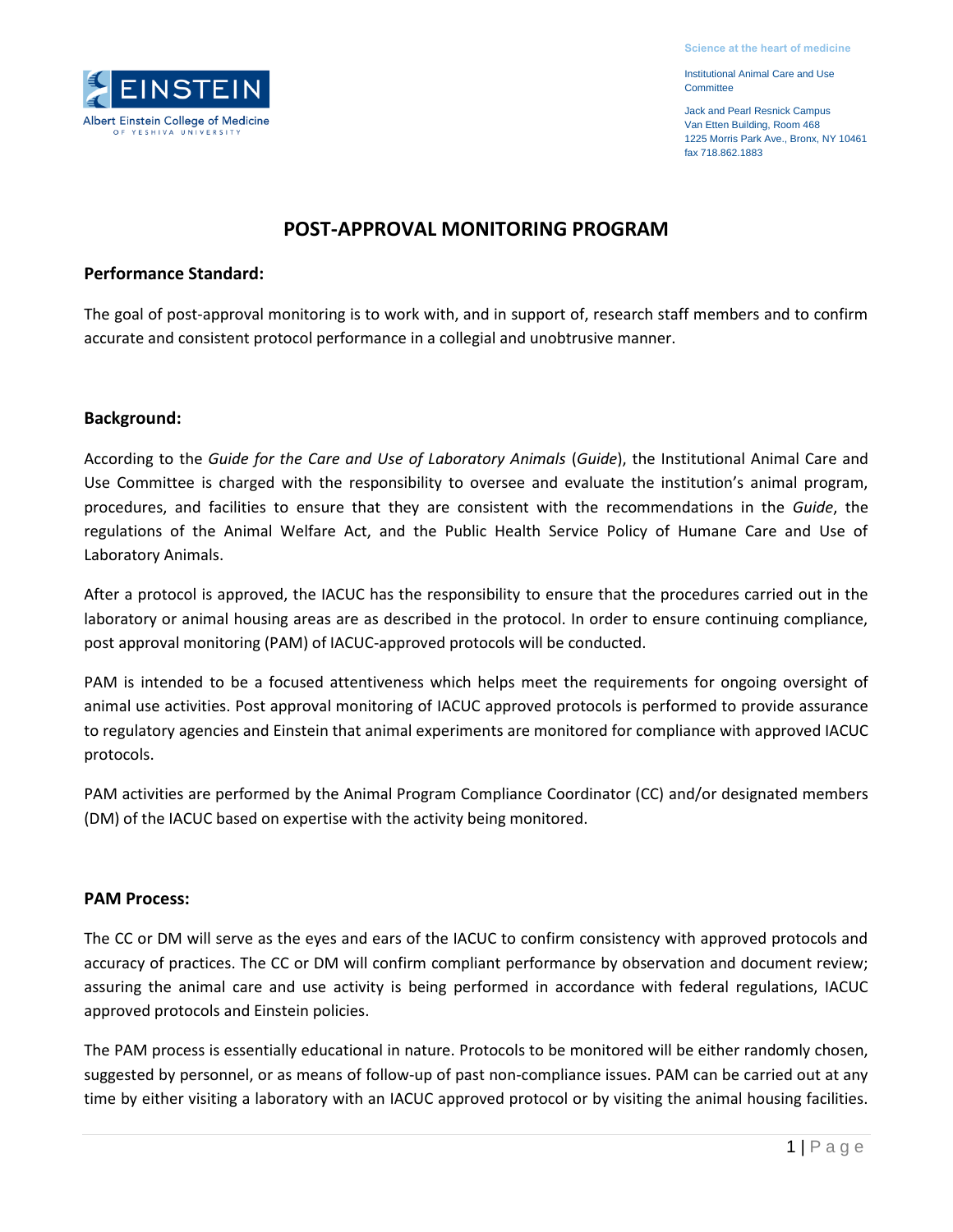Science at the heart of medicine

Institutional Animal Care and Use Committee

Jack and Pearl Resnick Campus
Van Etten Building, Room 468
1225 Morris Park Ave., Bronx, NY 10461
fax 718.862.1883

# POST-APPROVAL MONITORING PROGRAM

## Performance Standard:

The goal of post-approval monitoring is to work with, and in support of, research staff members and to confirm accurate and consistent protocol performance in a collegial and unobtrusive manner.

## Background:

According to the *Guide for the Care and Use of Laboratory Animals* (*Guide*), the Institutional Animal Care and Use Committee is charged with the responsibility to oversee and evaluate the institution's animal program, procedures, and facilities to ensure that they are consistent with the recommendations in the *Guide*, the regulations of the Animal Welfare Act, and the Public Health Service Policy of Humane Care and Use of Laboratory Animals.

After a protocol is approved, the IACUC has the responsibility to ensure that the procedures carried out in the laboratory or animal housing areas are as described in the protocol. In order to ensure continuing compliance, post approval monitoring (PAM) of IACUC-approved protocols will be conducted.

PAM is intended to be a focused attentiveness which helps meet the requirements for ongoing oversight of animal use activities. Post approval monitoring of IACUC approved protocols is performed to provide assurance to regulatory agencies and Einstein that animal experiments are monitored for compliance with approved IACUC protocols.

PAM activities are performed by the Animal Program Compliance Coordinator (CC) and/or designated members (DM) of the IACUC based on expertise with the activity being monitored.

## PAM Process:

The CC or DM will serve as the eyes and ears of the IACUC to confirm consistency with approved protocols and accuracy of practices. The CC or DM will confirm compliant performance by observation and document review; assuring the animal care and use activity is being performed in accordance with federal regulations, IACUC approved protocols and Einstein policies.

The PAM process is essentially educational in nature. Protocols to be monitored will be either randomly chosen, suggested by personnel, or as means of follow-up of past non-compliance issues. PAM can be carried out at any time by either visiting a laboratory with an IACUC approved protocol or by visiting the animal housing facilities.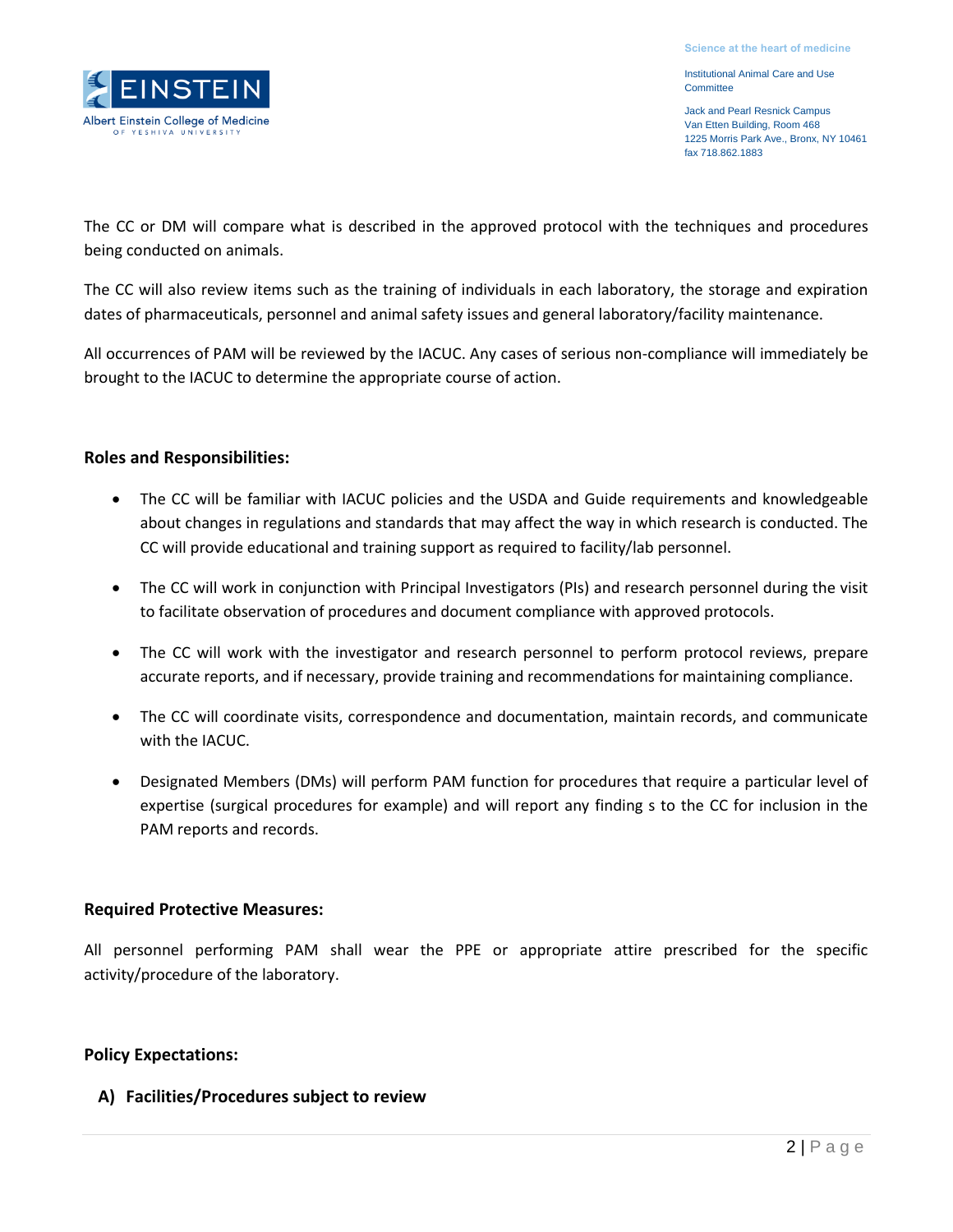The CC or DM will compare what is described in the approved protocol with the techniques and procedures being conducted on animals.

The CC will also review items such as the training of individuals in each laboratory, the storage and expiration dates of pharmaceuticals, personnel and animal safety issues and general laboratory/facility maintenance.

All occurrences of PAM will be reviewed by the IACUC. Any cases of serious non-compliance will immediately be brought to the IACUC to determine the appropriate course of action.

**Roles and Responsibilities:**

- The CC will be familiar with IACUC policies and the USDA and Guide requirements and knowledgeable about changes in regulations and standards that may affect the way in which research is conducted. The CC will provide educational and training support as required to facility/lab personnel.
- The CC will work in conjunction with Principal Investigators (PIs) and research personnel during the visit to facilitate observation of procedures and document compliance with approved protocols.
- The CC will work with the investigator and research personnel to perform protocol reviews, prepare accurate reports, and if necessary, provide training and recommendations for maintaining compliance.
- The CC will coordinate visits, correspondence and documentation, maintain records, and communicate with the IACUC.
- Designated Members (DMs) will perform PAM function for procedures that require a particular level of expertise (surgical procedures for example) and will report any finding s to the CC for inclusion in the PAM reports and records.

**Required Protective Measures:**

All personnel performing PAM shall wear the PPE or appropriate attire prescribed for the specific activity/procedure of the laboratory.

**Policy Expectations:**

**A) Facilities/Procedures subject to review**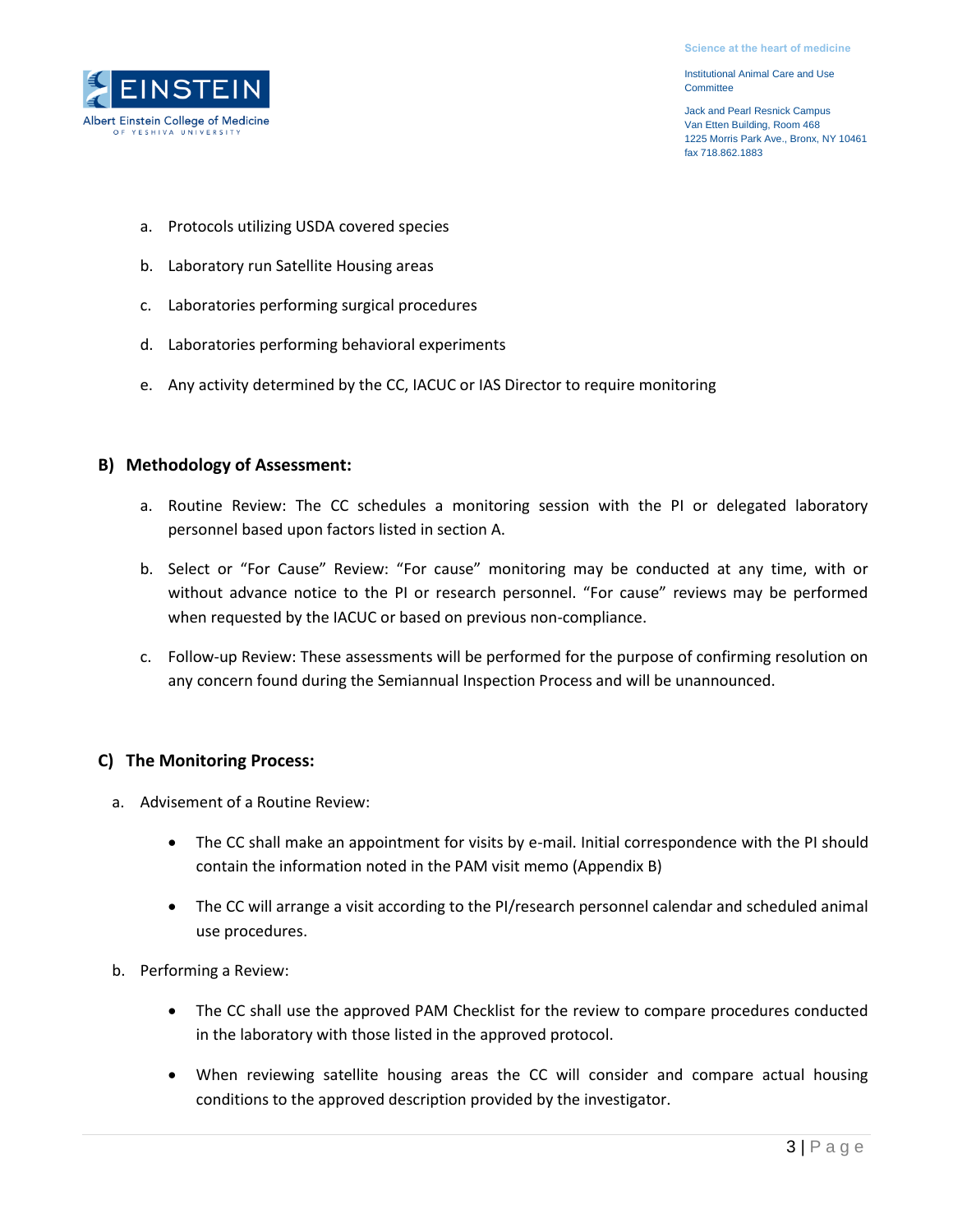a. Protocols utilizing USDA covered species

b. Laboratory run Satellite Housing areas

c. Laboratories performing surgical procedures

d. Laboratories performing behavioral experiments

e. Any activity determined by the CC, IACUC or IAS Director to require monitoring

## B) Methodology of Assessment:

a. Routine Review: The CC schedules a monitoring session with the PI or delegated laboratory personnel based upon factors listed in section A.

b. Select or "For Cause" Review: "For cause" monitoring may be conducted at any time, with or without advance notice to the PI or research personnel. "For cause" reviews may be performed when requested by the IACUC or based on previous non-compliance.

c. Follow-up Review: These assessments will be performed for the purpose of confirming resolution on any concern found during the Semiannual Inspection Process and will be unannounced.

## C) The Monitoring Process:

a. Advisement of a Routine Review:

- The CC shall make an appointment for visits by e-mail. Initial correspondence with the PI should contain the information noted in the PAM visit memo (Appendix B)
- The CC will arrange a visit according to the PI/research personnel calendar and scheduled animal use procedures.

b. Performing a Review:

- The CC shall use the approved PAM Checklist for the review to compare procedures conducted in the laboratory with those listed in the approved protocol.
- When reviewing satellite housing areas the CC will consider and compare actual housing conditions to the approved description provided by the investigator.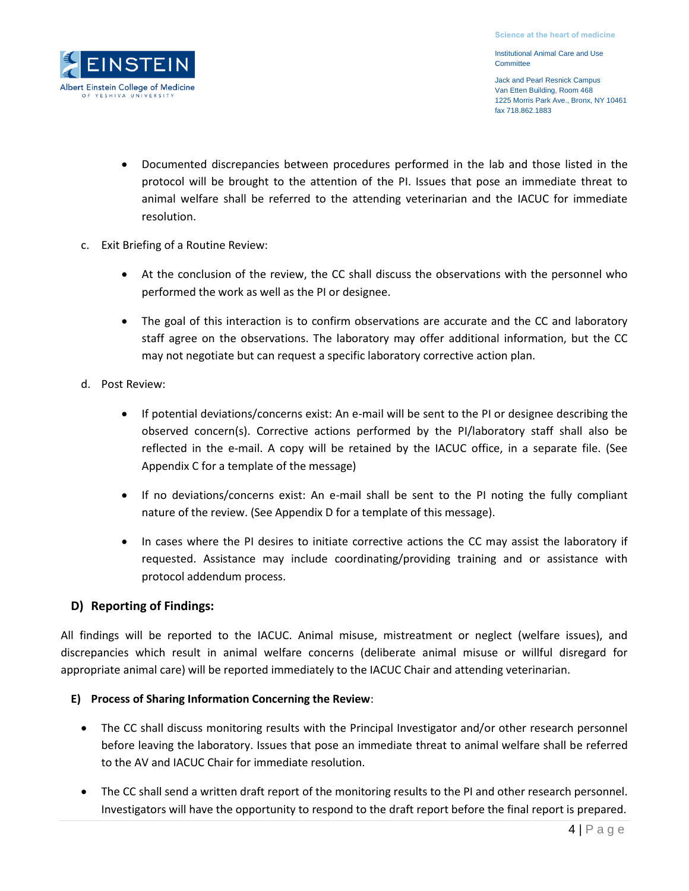- Documented discrepancies between procedures performed in the lab and those listed in the protocol will be brought to the attention of the PI. Issues that pose an immediate threat to animal welfare shall be referred to the attending veterinarian and the IACUC for immediate resolution.

c. Exit Briefing of a Routine Review:

- At the conclusion of the review, the CC shall discuss the observations with the personnel who performed the work as well as the PI or designee.
- The goal of this interaction is to confirm observations are accurate and the CC and laboratory staff agree on the observations. The laboratory may offer additional information, but the CC may not negotiate but can request a specific laboratory corrective action plan.

d. Post Review:

- If potential deviations/concerns exist: An e-mail will be sent to the PI or designee describing the observed concern(s). Corrective actions performed by the PI/laboratory staff shall also be reflected in the e-mail. A copy will be retained by the IACUC office, in a separate file. (See Appendix C for a template of the message)
- If no deviations/concerns exist: An e-mail shall be sent to the PI noting the fully compliant nature of the review. (See Appendix D for a template of this message).
- In cases where the PI desires to initiate corrective actions the CC may assist the laboratory if requested. Assistance may include coordinating/providing training and or assistance with protocol addendum process.

## D) Reporting of Findings:

All findings will be reported to the IACUC. Animal misuse, mistreatment or neglect (welfare issues), and discrepancies which result in animal welfare concerns (deliberate animal misuse or willful disregard for appropriate animal care) will be reported immediately to the IACUC Chair and attending veterinarian.

## E) Process of Sharing Information Concerning the Review:

- The CC shall discuss monitoring results with the Principal Investigator and/or other research personnel before leaving the laboratory. Issues that pose an immediate threat to animal welfare shall be referred to the AV and IACUC Chair for immediate resolution.
- The CC shall send a written draft report of the monitoring results to the PI and other research personnel. Investigators will have the opportunity to respond to the draft report before the final report is prepared.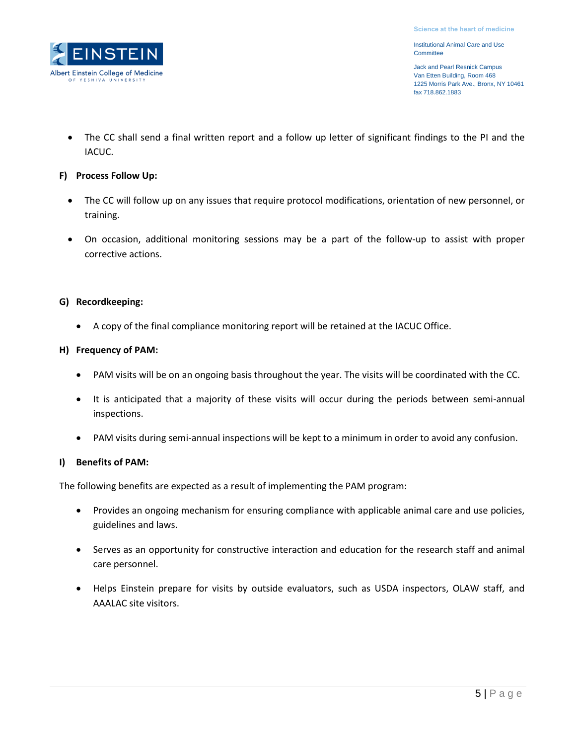- The CC shall send a final written report and a follow up letter of significant findings to the PI and the IACUC.

**F) Process Follow Up:**

- The CC will follow up on any issues that require protocol modifications, orientation of new personnel, or training.
- On occasion, additional monitoring sessions may be a part of the follow-up to assist with proper corrective actions.

**G) Recordkeeping:**

- A copy of the final compliance monitoring report will be retained at the IACUC Office.

**H) Frequency of PAM:**

- PAM visits will be on an ongoing basis throughout the year. The visits will be coordinated with the CC.
- It is anticipated that a majority of these visits will occur during the periods between semi-annual inspections.
- PAM visits during semi-annual inspections will be kept to a minimum in order to avoid any confusion.

**I) Benefits of PAM:**

The following benefits are expected as a result of implementing the PAM program:

- Provides an ongoing mechanism for ensuring compliance with applicable animal care and use policies, guidelines and laws.
- Serves as an opportunity for constructive interaction and education for the research staff and animal care personnel.
- Helps Einstein prepare for visits by outside evaluators, such as USDA inspectors, OLAW staff, and AAALAC site visitors.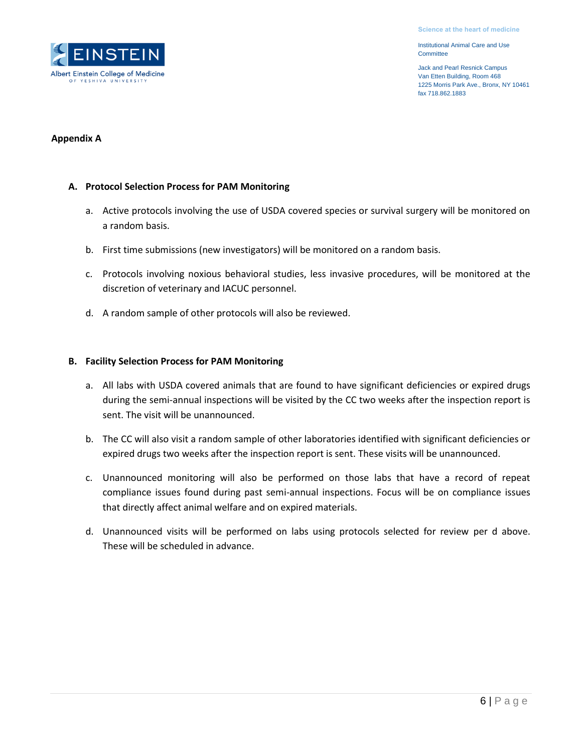**Appendix A**

**A. Protocol Selection Process for PAM Monitoring**

a. Active protocols involving the use of USDA covered species or survival surgery will be monitored on a random basis.

b. First time submissions (new investigators) will be monitored on a random basis.

c. Protocols involving noxious behavioral studies, less invasive procedures, will be monitored at the discretion of veterinary and IACUC personnel.

d. A random sample of other protocols will also be reviewed.

**B. Facility Selection Process for PAM Monitoring**

a. All labs with USDA covered animals that are found to have significant deficiencies or expired drugs during the semi-annual inspections will be visited by the CC two weeks after the inspection report is sent. The visit will be unannounced.

b. The CC will also visit a random sample of other laboratories identified with significant deficiencies or expired drugs two weeks after the inspection report is sent. These visits will be unannounced.

c. Unannounced monitoring will also be performed on those labs that have a record of repeat compliance issues found during past semi-annual inspections. Focus will be on compliance issues that directly affect animal welfare and on expired materials.

d. Unannounced visits will be performed on labs using protocols selected for review per d above. These will be scheduled in advance.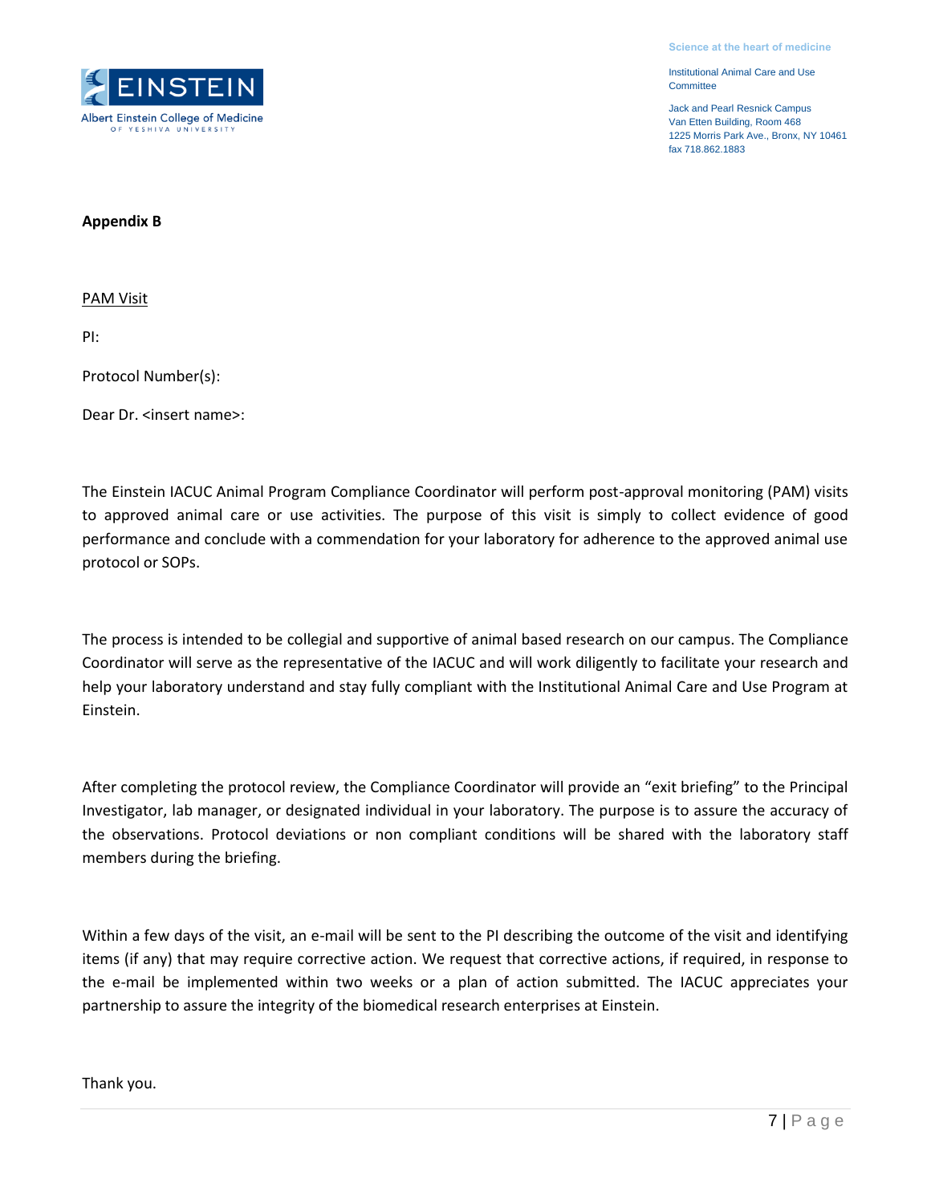**Appendix B**

PAM Visit

PI:

Protocol Number(s):

Dear Dr. <insert name>:

The Einstein IACUC Animal Program Compliance Coordinator will perform post-approval monitoring (PAM) visits to approved animal care or use activities. The purpose of this visit is simply to collect evidence of good performance and conclude with a commendation for your laboratory for adherence to the approved animal use protocol or SOPs.

The process is intended to be collegial and supportive of animal based research on our campus. The Compliance Coordinator will serve as the representative of the IACUC and will work diligently to facilitate your research and help your laboratory understand and stay fully compliant with the Institutional Animal Care and Use Program at Einstein.

After completing the protocol review, the Compliance Coordinator will provide an "exit briefing" to the Principal Investigator, lab manager, or designated individual in your laboratory. The purpose is to assure the accuracy of the observations. Protocol deviations or non compliant conditions will be shared with the laboratory staff members during the briefing.

Within a few days of the visit, an e-mail will be sent to the PI describing the outcome of the visit and identifying items (if any) that may require corrective action. We request that corrective actions, if required, in response to the e-mail be implemented within two weeks or a plan of action submitted. The IACUC appreciates your partnership to assure the integrity of the biomedical research enterprises at Einstein.

Thank you.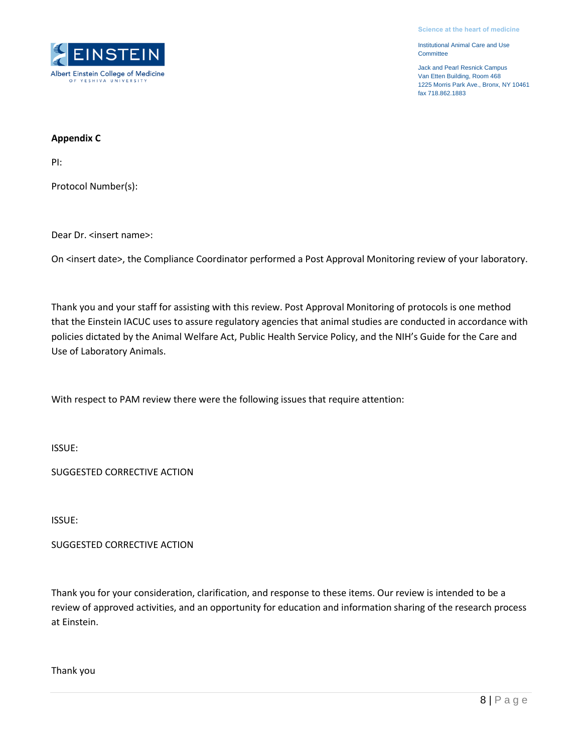Science at the heart of medicine

Institutional Animal Care and Use Committee

Jack and Pearl Resnick Campus
Van Etten Building, Room 468
1225 Morris Park Ave., Bronx, NY 10461
fax 718.862.1883

**Appendix C**

PI:

Protocol Number(s):

Dear Dr. <insert name>:

On <insert date>, the Compliance Coordinator performed a Post Approval Monitoring review of your laboratory.

Thank you and your staff for assisting with this review. Post Approval Monitoring of protocols is one method that the Einstein IACUC uses to assure regulatory agencies that animal studies are conducted in accordance with policies dictated by the Animal Welfare Act, Public Health Service Policy, and the NIH's Guide for the Care and Use of Laboratory Animals.

With respect to PAM review there were the following issues that require attention:

ISSUE:

SUGGESTED CORRECTIVE ACTION

ISSUE:

SUGGESTED CORRECTIVE ACTION

Thank you for your consideration, clarification, and response to these items. Our review is intended to be a review of approved activities, and an opportunity for education and information sharing of the research process at Einstein.

Thank you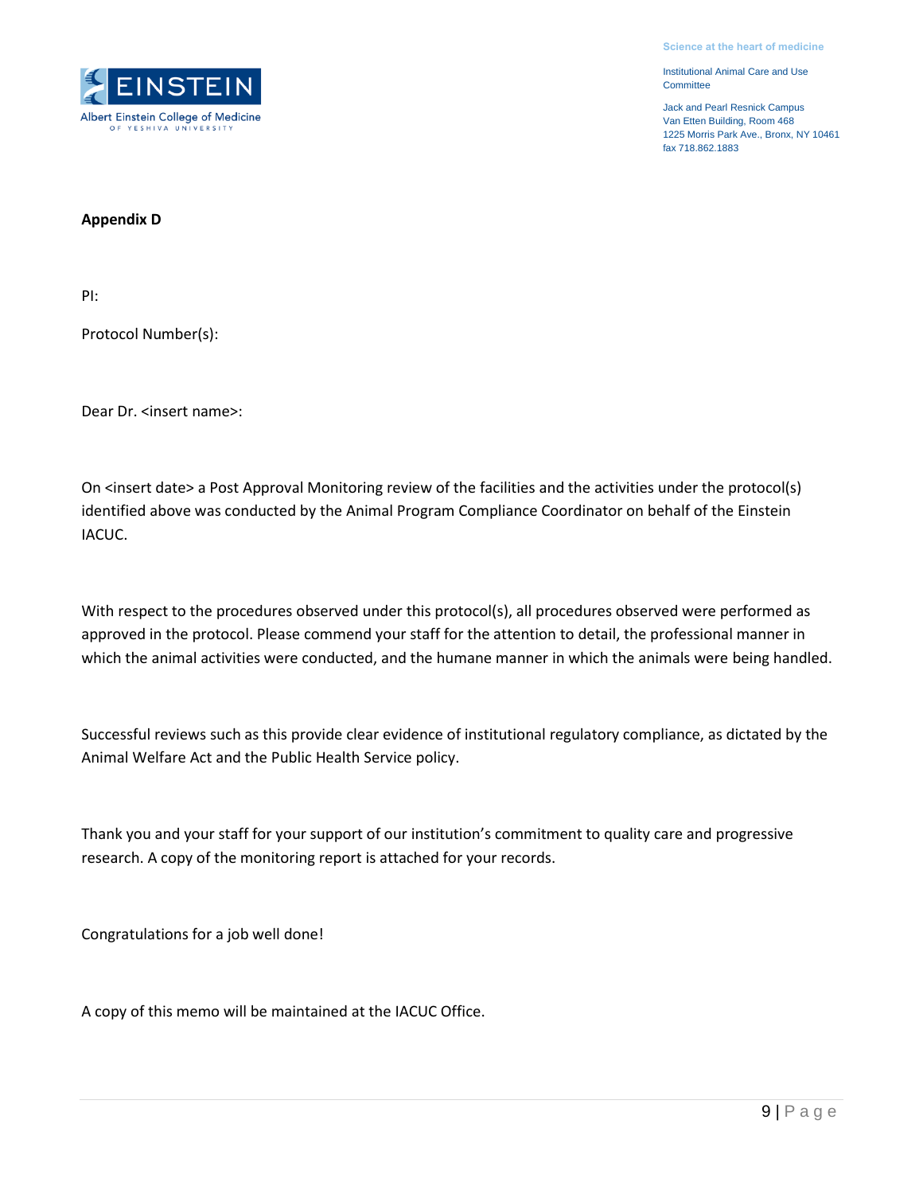Science at the heart of medicine

Institutional Animal Care and Use Committee

Jack and Pearl Resnick Campus
Van Etten Building, Room 468
1225 Morris Park Ave., Bronx, NY 10461
fax 718.862.1883

**Appendix D**

PI:

Protocol Number(s):

Dear Dr. <insert name>:

On <insert date> a Post Approval Monitoring review of the facilities and the activities under the protocol(s) identified above was conducted by the Animal Program Compliance Coordinator on behalf of the Einstein IACUC.

With respect to the procedures observed under this protocol(s), all procedures observed were performed as approved in the protocol. Please commend your staff for the attention to detail, the professional manner in which the animal activities were conducted, and the humane manner in which the animals were being handled.

Successful reviews such as this provide clear evidence of institutional regulatory compliance, as dictated by the Animal Welfare Act and the Public Health Service policy.

Thank you and your staff for your support of our institution's commitment to quality care and progressive research. A copy of the monitoring report is attached for your records.

Congratulations for a job well done!

A copy of this memo will be maintained at the IACUC Office.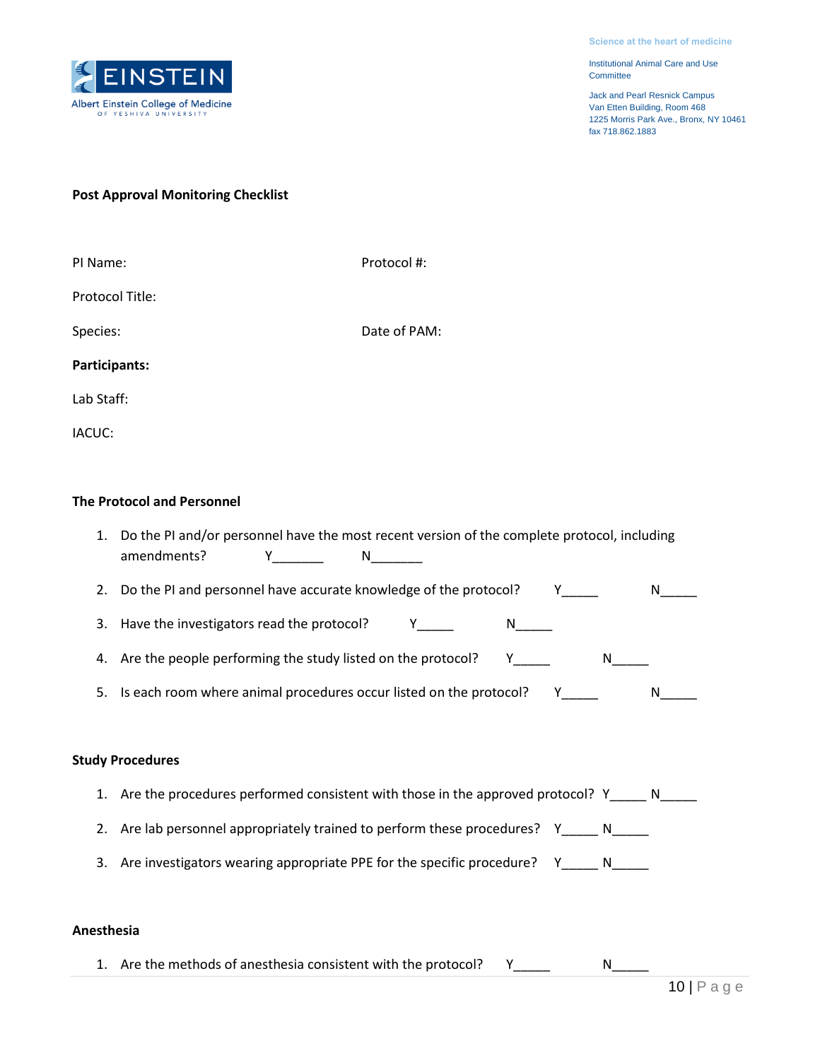Science at the heart of medicine

Institutional Animal Care and Use Committee

Jack and Pearl Resnick Campus
Van Etten Building, Room 468
1225 Morris Park Ave., Bronx, NY 10461
fax 718.862.1883

**Post Approval Monitoring Checklist**

PI Name: Protocol #:

Protocol Title:

Species: Date of PAM:

**Participants:**

Lab Staff:

IACUC:

**The Protocol and Personnel**

1. Do the PI and/or personnel have the most recent version of the complete protocol, including amendments? Y_______ N_______
2. Do the PI and personnel have accurate knowledge of the protocol? Y_____ N_____
3. Have the investigators read the protocol? Y_____ N_____
4. Are the people performing the study listed on the protocol? Y_____ N_____
5. Is each room where animal procedures occur listed on the protocol? Y_____ N_____

**Study Procedures**

1. Are the procedures performed consistent with those in the approved protocol? Y_____ N_____
2. Are lab personnel appropriately trained to perform these procedures? Y_____ N_____
3. Are investigators wearing appropriate PPE for the specific procedure? Y_____ N_____

**Anesthesia**

1. Are the methods of anesthesia consistent with the protocol? Y_____ N_____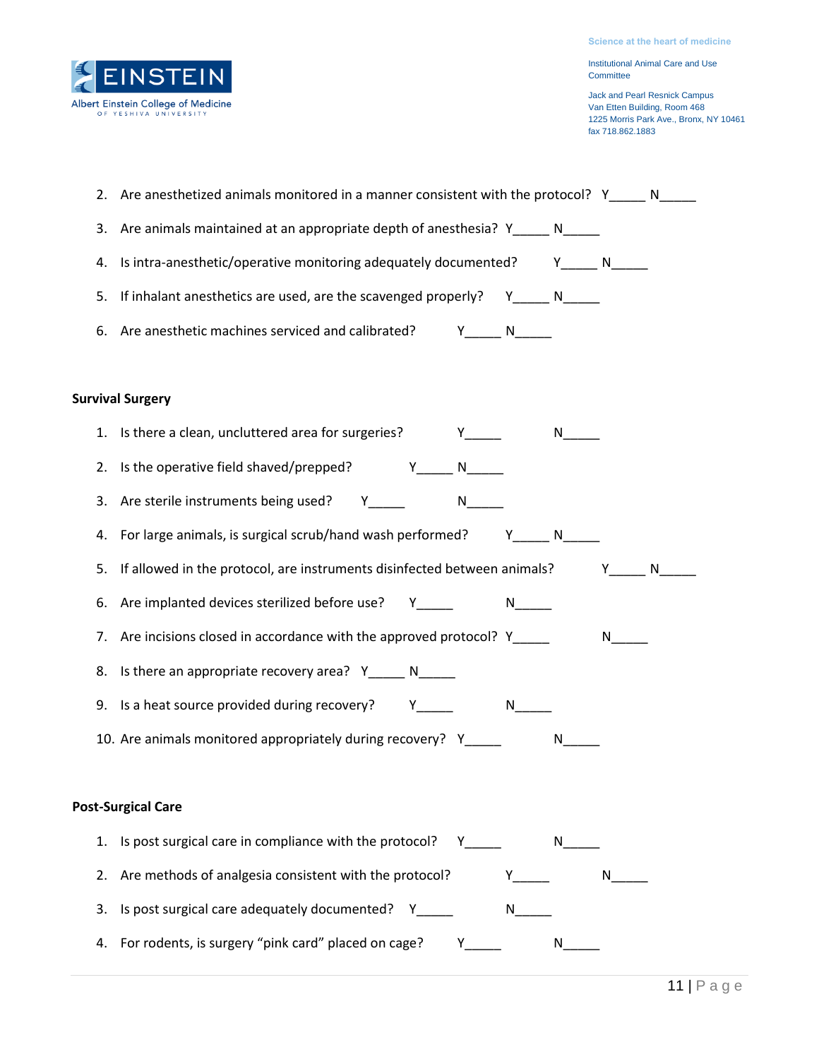2. Are anesthetized animals monitored in a manner consistent with the protocol? Y_____ N_____

3. Are animals maintained at an appropriate depth of anesthesia? Y_____ N_____

4. Is intra-anesthetic/operative monitoring adequately documented? Y_____ N_____

5. If inhalant anesthetics are used, are the scavenged properly? Y_____ N_____

6. Are anesthetic machines serviced and calibrated? Y_____ N_____

**Survival Surgery**

1. Is there a clean, uncluttered area for surgeries? Y_____ N_____
2. Is the operative field shaved/prepped? Y_____ N_____
3. Are sterile instruments being used? Y_____ N_____
4. For large animals, is surgical scrub/hand wash performed? Y_____ N_____
5. If allowed in the protocol, are instruments disinfected between animals? Y_____ N_____
6. Are implanted devices sterilized before use? Y_____ N_____
7. Are incisions closed in accordance with the approved protocol? Y_____ N_____
8. Is there an appropriate recovery area? Y_____ N_____
9. Is a heat source provided during recovery? Y_____ N_____
10. Are animals monitored appropriately during recovery? Y_____ N_____

**Post-Surgical Care**

1. Is post surgical care in compliance with the protocol? Y_____ N_____
2. Are methods of analgesia consistent with the protocol? Y_____ N_____
3. Is post surgical care adequately documented? Y_____ N_____
4. For rodents, is surgery "pink card" placed on cage? Y_____ N_____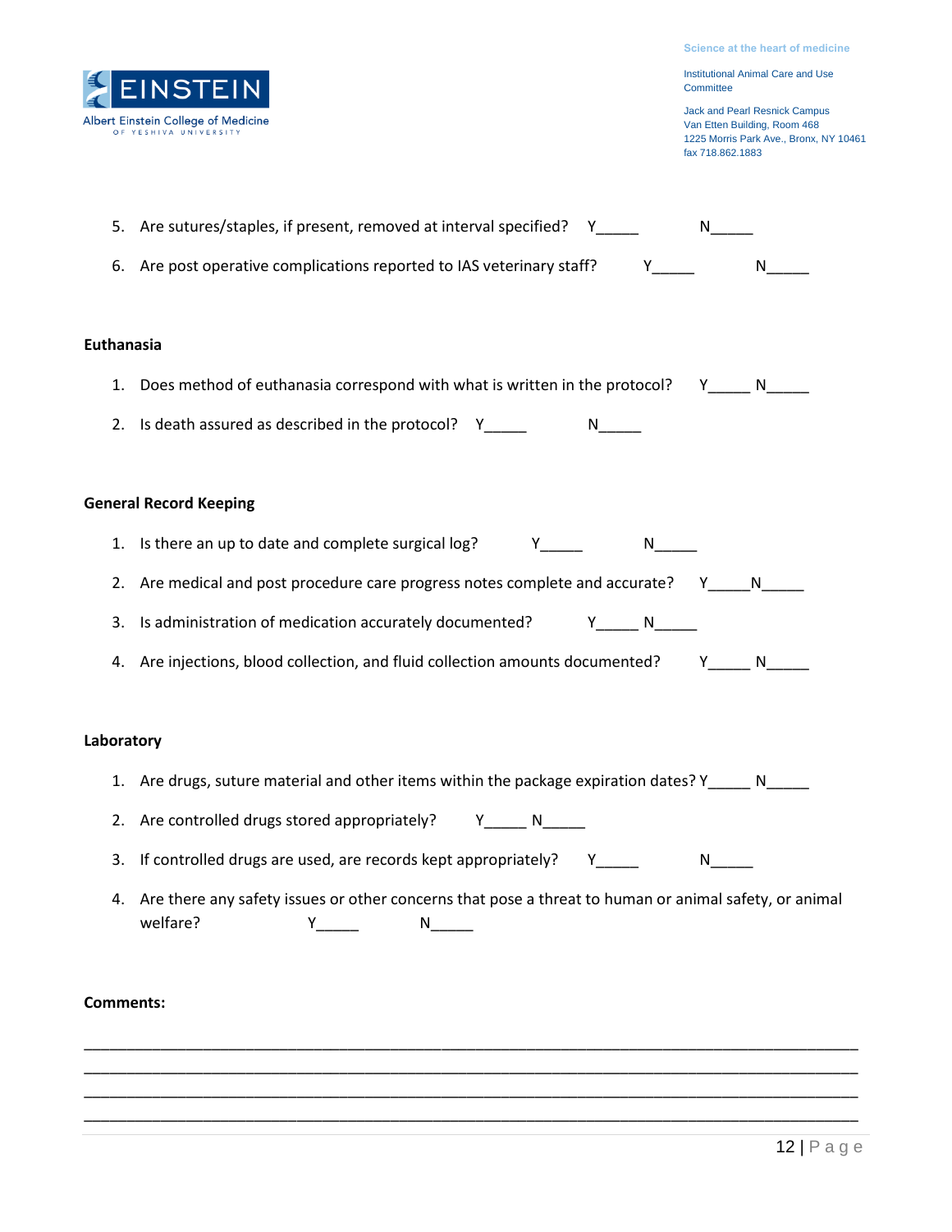5. Are sutures/staples, if present, removed at interval specified? Y_____ N_____

6. Are post operative complications reported to IAS veterinary staff? Y_____ N_____

**Euthanasia**

1. Does method of euthanasia correspond with what is written in the protocol? Y_____ N_____

2. Is death assured as described in the protocol? Y_____ N_____

**General Record Keeping**

1. Is there an up to date and complete surgical log? Y_____ N_____

2. Are medical and post procedure care progress notes complete and accurate? Y_____N_____

3. Is administration of medication accurately documented? Y_____ N_____

4. Are injections, blood collection, and fluid collection amounts documented? Y_____ N_____

**Laboratory**

1. Are drugs, suture material and other items within the package expiration dates? Y_____ N_____

2. Are controlled drugs stored appropriately? Y_____ N_____

3. If controlled drugs are used, are records kept appropriately? Y_____ N_____

4. Are there any safety issues or other concerns that pose a threat to human or animal safety, or animal welfare? Y_____ N_____

**Comments:**

______________________________________________________________________________

______________________________________________________________________________

______________________________________________________________________________

______________________________________________________________________________